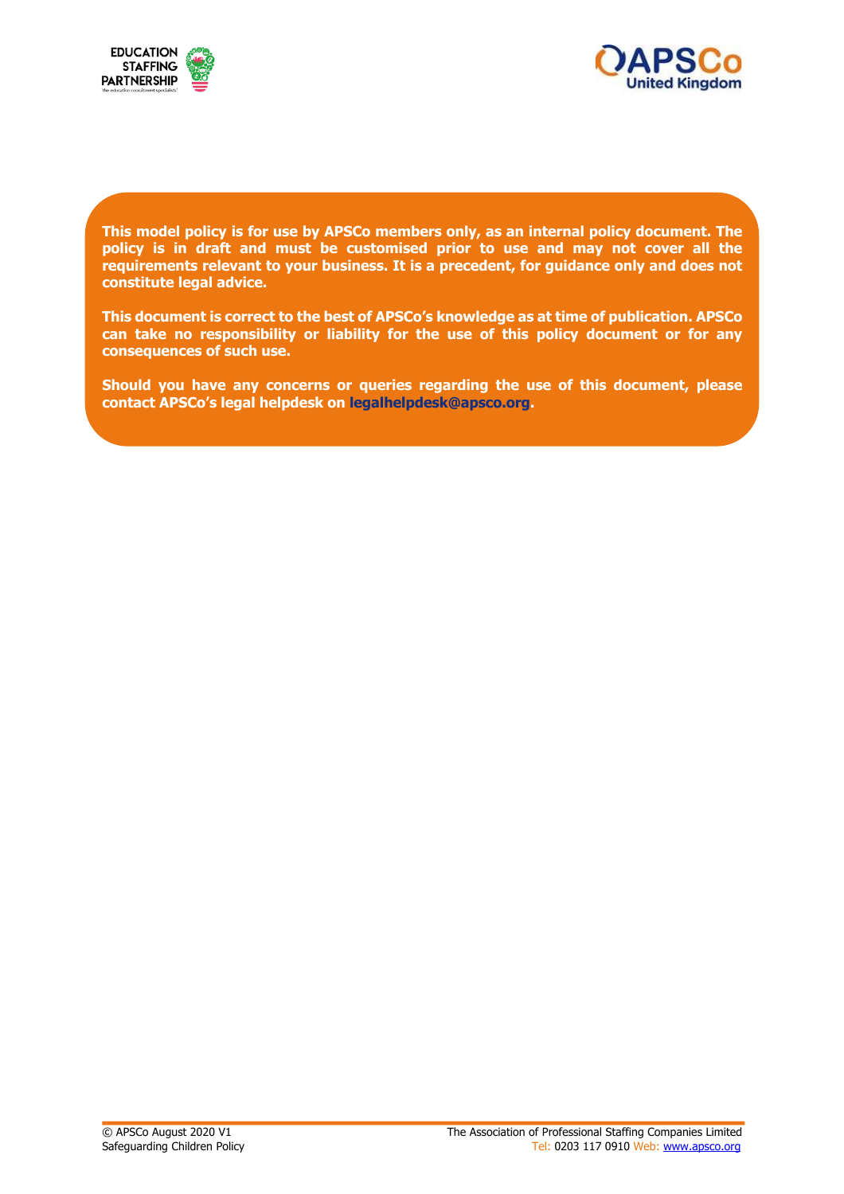**This model policy is for use by APSCo members only, as an internal policy document. The policy is in draft and must be customised prior to use and may not cover all the requirements relevant to your business. It is a precedent, for guidance only and does not constitute legal advice.**

**This document is correct to the best of APSCo's knowledge as at time of publication. APSCo can take no responsibility or liability for the use of this policy document or for any consequences of such use.**

**Should you have any concerns or queries regarding the use of this document, please contact APSCo's legal helpdesk on legalhelpdesk@apsco.org.**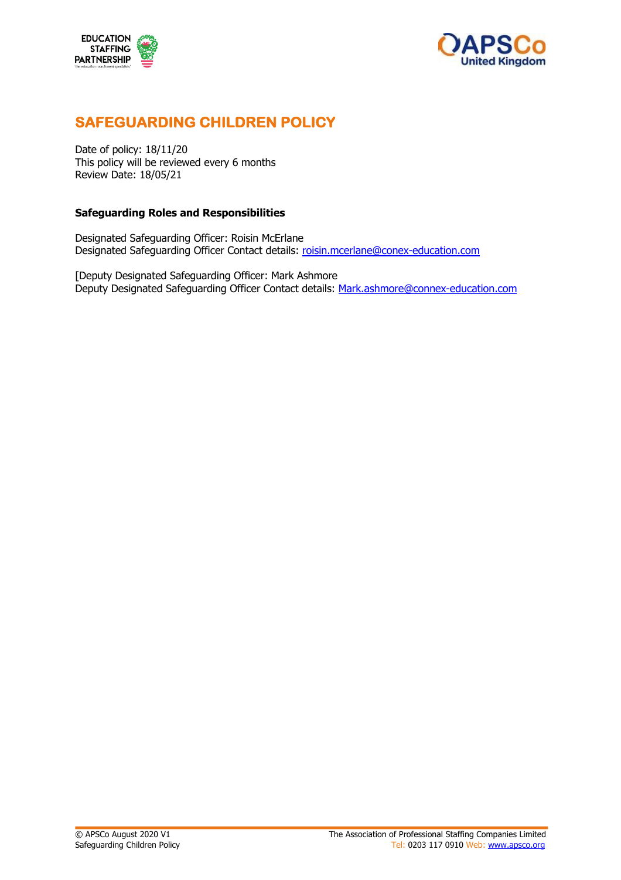# SAFEGUARDING CHILDREN POLICY

Date of policy: 18/11/20
This policy will be reviewed every 6 months
Review Date: 18/05/21

### Safeguarding Roles and Responsibilities

Designated Safeguarding Officer: Roisin McErlane
Designated Safeguarding Officer Contact details: roisin.mcerlane@conex-education.com

[Deputy Designated Safeguarding Officer: Mark Ashmore
Deputy Designated Safeguarding Officer Contact details: Mark.ashmore@connex-education.com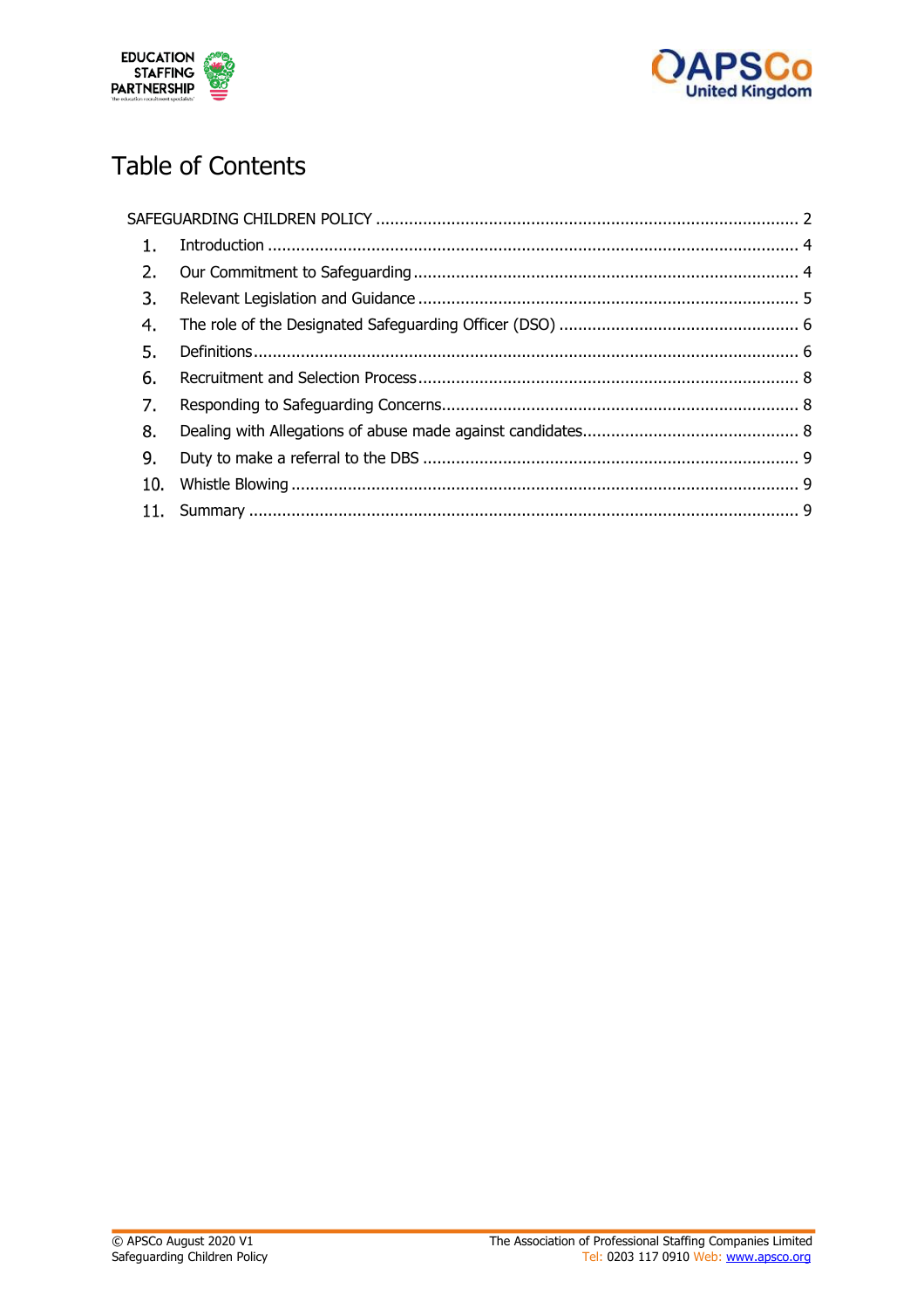# Table of Contents

SAFEGUARDING CHILDREN POLICY ........................................................................................ 2

1. Introduction ............................................................................................................... 4
2. Our Commitment to Safeguarding ................................................................................. 4
3. Relevant Legislation and Guidance ................................................................................ 5
4. The role of the Designated Safeguarding Officer (DSO) .................................................. 6
5. Definitions.................................................................................................................. 6
6. Recruitment and Selection Process ................................................................................ 8
7. Responding to Safeguarding Concerns........................................................................... 8
8. Dealing with Allegations of abuse made against candidates............................................. 8
9. Duty to make a referral to the DBS ............................................................................... 9
10. Whistle Blowing .......................................................................................................... 9
11. Summary ................................................................................................................... 9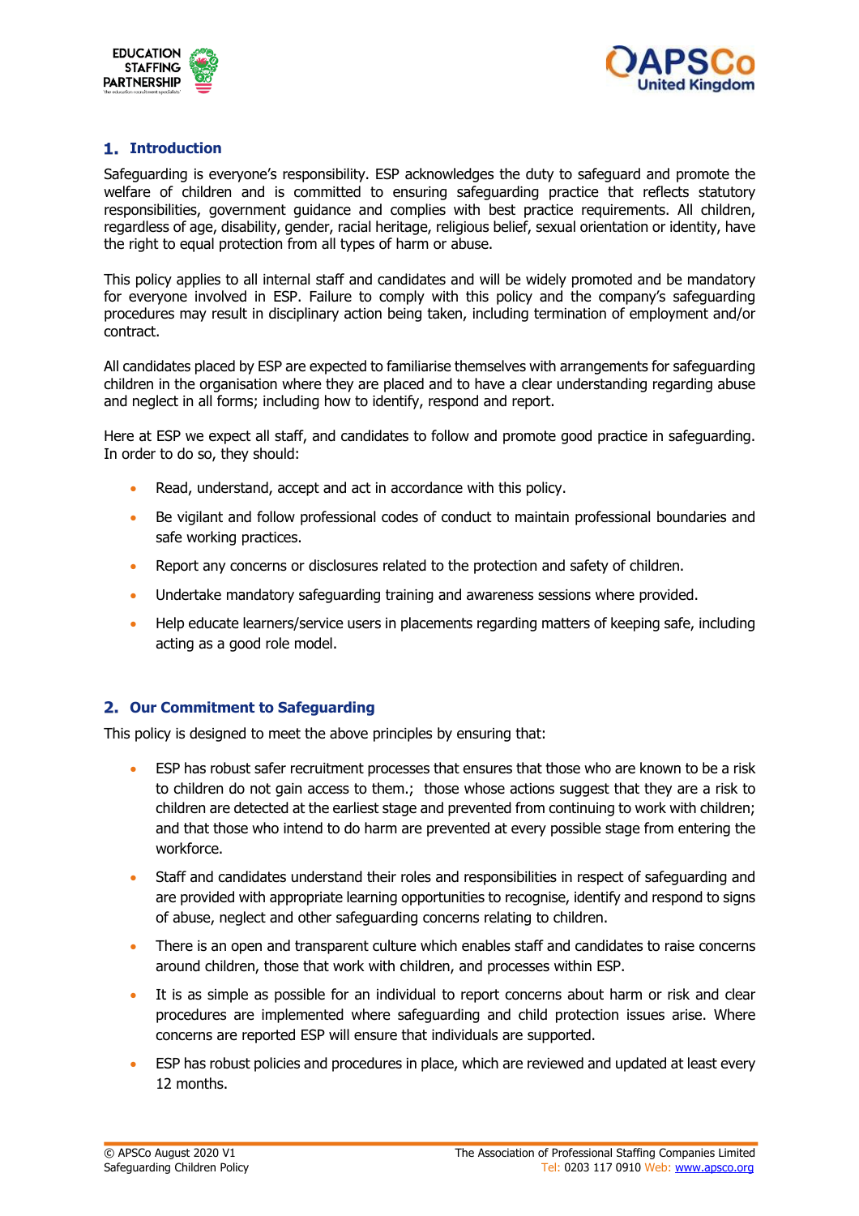## 1. Introduction

Safeguarding is everyone's responsibility. ESP acknowledges the duty to safeguard and promote the welfare of children and is committed to ensuring safeguarding practice that reflects statutory responsibilities, government guidance and complies with best practice requirements. All children, regardless of age, disability, gender, racial heritage, religious belief, sexual orientation or identity, have the right to equal protection from all types of harm or abuse.

This policy applies to all internal staff and candidates and will be widely promoted and be mandatory for everyone involved in ESP. Failure to comply with this policy and the company's safeguarding procedures may result in disciplinary action being taken, including termination of employment and/or contract.

All candidates placed by ESP are expected to familiarise themselves with arrangements for safeguarding children in the organisation where they are placed and to have a clear understanding regarding abuse and neglect in all forms; including how to identify, respond and report.

Here at ESP we expect all staff, and candidates to follow and promote good practice in safeguarding. In order to do so, they should:

- Read, understand, accept and act in accordance with this policy.
- Be vigilant and follow professional codes of conduct to maintain professional boundaries and safe working practices.
- Report any concerns or disclosures related to the protection and safety of children.
- Undertake mandatory safeguarding training and awareness sessions where provided.
- Help educate learners/service users in placements regarding matters of keeping safe, including acting as a good role model.

## 2. Our Commitment to Safeguarding

This policy is designed to meet the above principles by ensuring that:

- ESP has robust safer recruitment processes that ensures that those who are known to be a risk to children do not gain access to them.; those whose actions suggest that they are a risk to children are detected at the earliest stage and prevented from continuing to work with children; and that those who intend to do harm are prevented at every possible stage from entering the workforce.
- Staff and candidates understand their roles and responsibilities in respect of safeguarding and are provided with appropriate learning opportunities to recognise, identify and respond to signs of abuse, neglect and other safeguarding concerns relating to children.
- There is an open and transparent culture which enables staff and candidates to raise concerns around children, those that work with children, and processes within ESP.
- It is as simple as possible for an individual to report concerns about harm or risk and clear procedures are implemented where safeguarding and child protection issues arise. Where concerns are reported ESP will ensure that individuals are supported.
- ESP has robust policies and procedures in place, which are reviewed and updated at least every 12 months.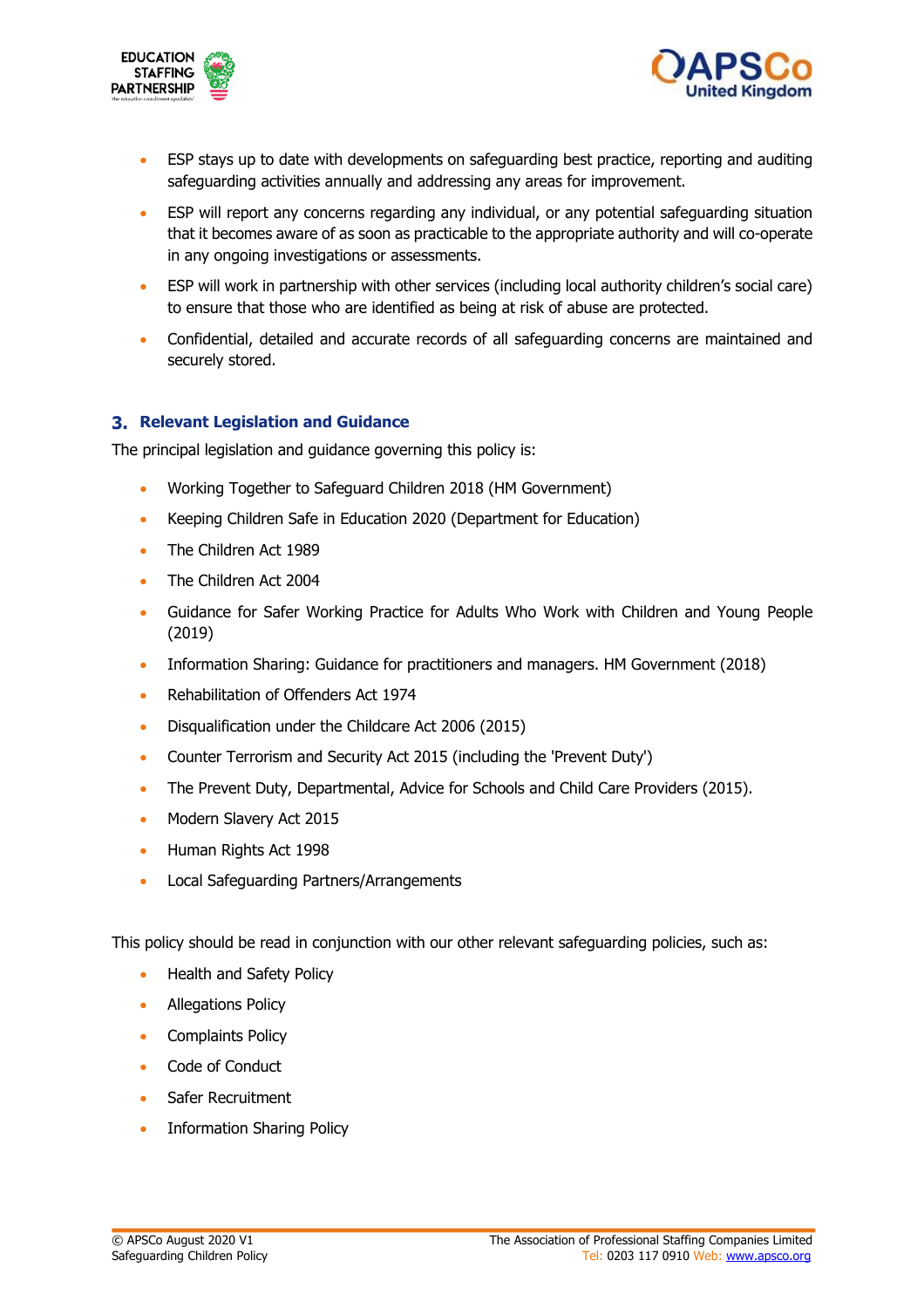- ESP stays up to date with developments on safeguarding best practice, reporting and auditing safeguarding activities annually and addressing any areas for improvement.
- ESP will report any concerns regarding any individual, or any potential safeguarding situation that it becomes aware of as soon as practicable to the appropriate authority and will co-operate in any ongoing investigations or assessments.
- ESP will work in partnership with other services (including local authority children's social care) to ensure that those who are identified as being at risk of abuse are protected.
- Confidential, detailed and accurate records of all safeguarding concerns are maintained and securely stored.

## 3. Relevant Legislation and Guidance

The principal legislation and guidance governing this policy is:

- Working Together to Safeguard Children 2018 (HM Government)
- Keeping Children Safe in Education 2020 (Department for Education)
- The Children Act 1989
- The Children Act 2004
- Guidance for Safer Working Practice for Adults Who Work with Children and Young People (2019)
- Information Sharing: Guidance for practitioners and managers. HM Government (2018)
- Rehabilitation of Offenders Act 1974
- Disqualification under the Childcare Act 2006 (2015)
- Counter Terrorism and Security Act 2015 (including the 'Prevent Duty')
- The Prevent Duty, Departmental, Advice for Schools and Child Care Providers (2015).
- Modern Slavery Act 2015
- Human Rights Act 1998
- Local Safeguarding Partners/Arrangements

This policy should be read in conjunction with our other relevant safeguarding policies, such as:

- Health and Safety Policy
- Allegations Policy
- Complaints Policy
- Code of Conduct
- Safer Recruitment
- Information Sharing Policy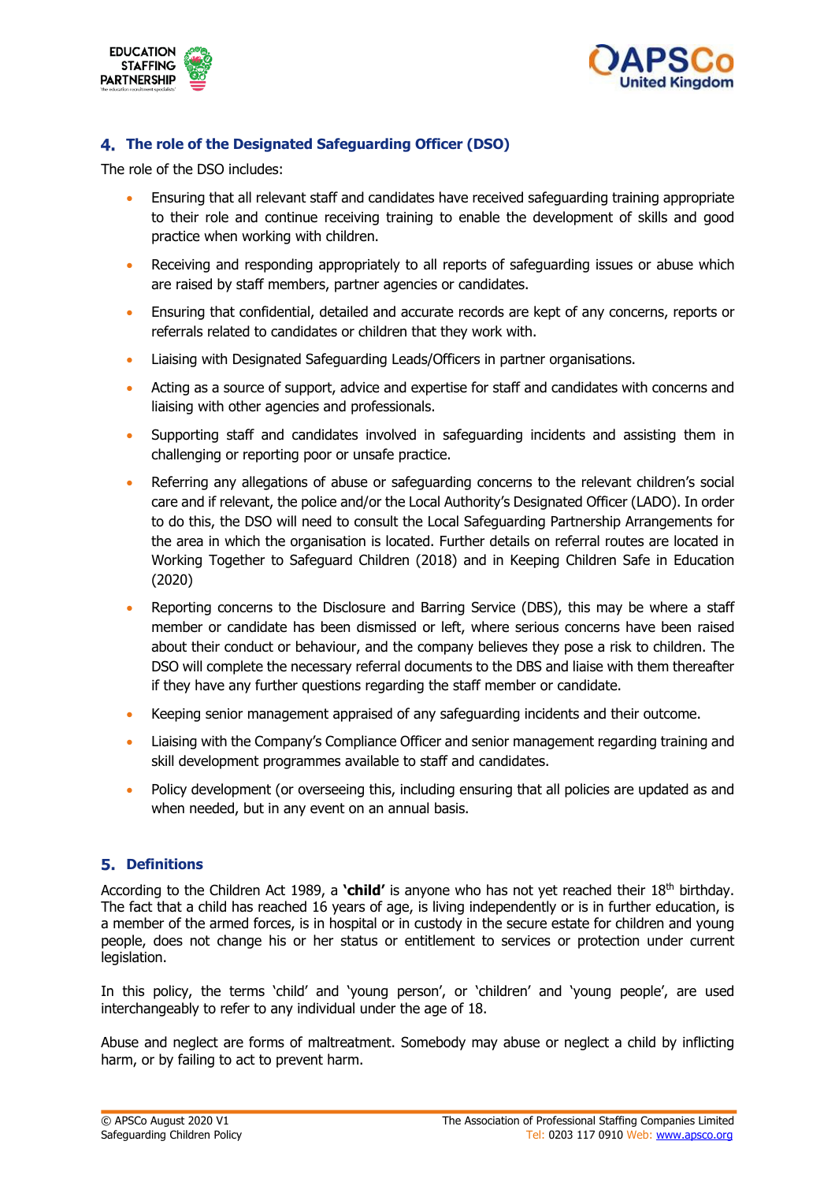## 4. The role of the Designated Safeguarding Officer (DSO)

The role of the DSO includes:

- Ensuring that all relevant staff and candidates have received safeguarding training appropriate to their role and continue receiving training to enable the development of skills and good practice when working with children.
- Receiving and responding appropriately to all reports of safeguarding issues or abuse which are raised by staff members, partner agencies or candidates.
- Ensuring that confidential, detailed and accurate records are kept of any concerns, reports or referrals related to candidates or children that they work with.
- Liaising with Designated Safeguarding Leads/Officers in partner organisations.
- Acting as a source of support, advice and expertise for staff and candidates with concerns and liaising with other agencies and professionals.
- Supporting staff and candidates involved in safeguarding incidents and assisting them in challenging or reporting poor or unsafe practice.
- Referring any allegations of abuse or safeguarding concerns to the relevant children's social care and if relevant, the police and/or the Local Authority's Designated Officer (LADO). In order to do this, the DSO will need to consult the Local Safeguarding Partnership Arrangements for the area in which the organisation is located. Further details on referral routes are located in Working Together to Safeguard Children (2018) and in Keeping Children Safe in Education (2020)
- Reporting concerns to the Disclosure and Barring Service (DBS), this may be where a staff member or candidate has been dismissed or left, where serious concerns have been raised about their conduct or behaviour, and the company believes they pose a risk to children. The DSO will complete the necessary referral documents to the DBS and liaise with them thereafter if they have any further questions regarding the staff member or candidate.
- Keeping senior management appraised of any safeguarding incidents and their outcome.
- Liaising with the Company's Compliance Officer and senior management regarding training and skill development programmes available to staff and candidates.
- Policy development (or overseeing this, including ensuring that all policies are updated as and when needed, but in any event on an annual basis.

## 5. Definitions

According to the Children Act 1989, a **'child'** is anyone who has not yet reached their 18th birthday. The fact that a child has reached 16 years of age, is living independently or is in further education, is a member of the armed forces, is in hospital or in custody in the secure estate for children and young people, does not change his or her status or entitlement to services or protection under current legislation.

In this policy, the terms 'child' and 'young person', or 'children' and 'young people', are used interchangeably to refer to any individual under the age of 18.

Abuse and neglect are forms of maltreatment. Somebody may abuse or neglect a child by inflicting harm, or by failing to act to prevent harm.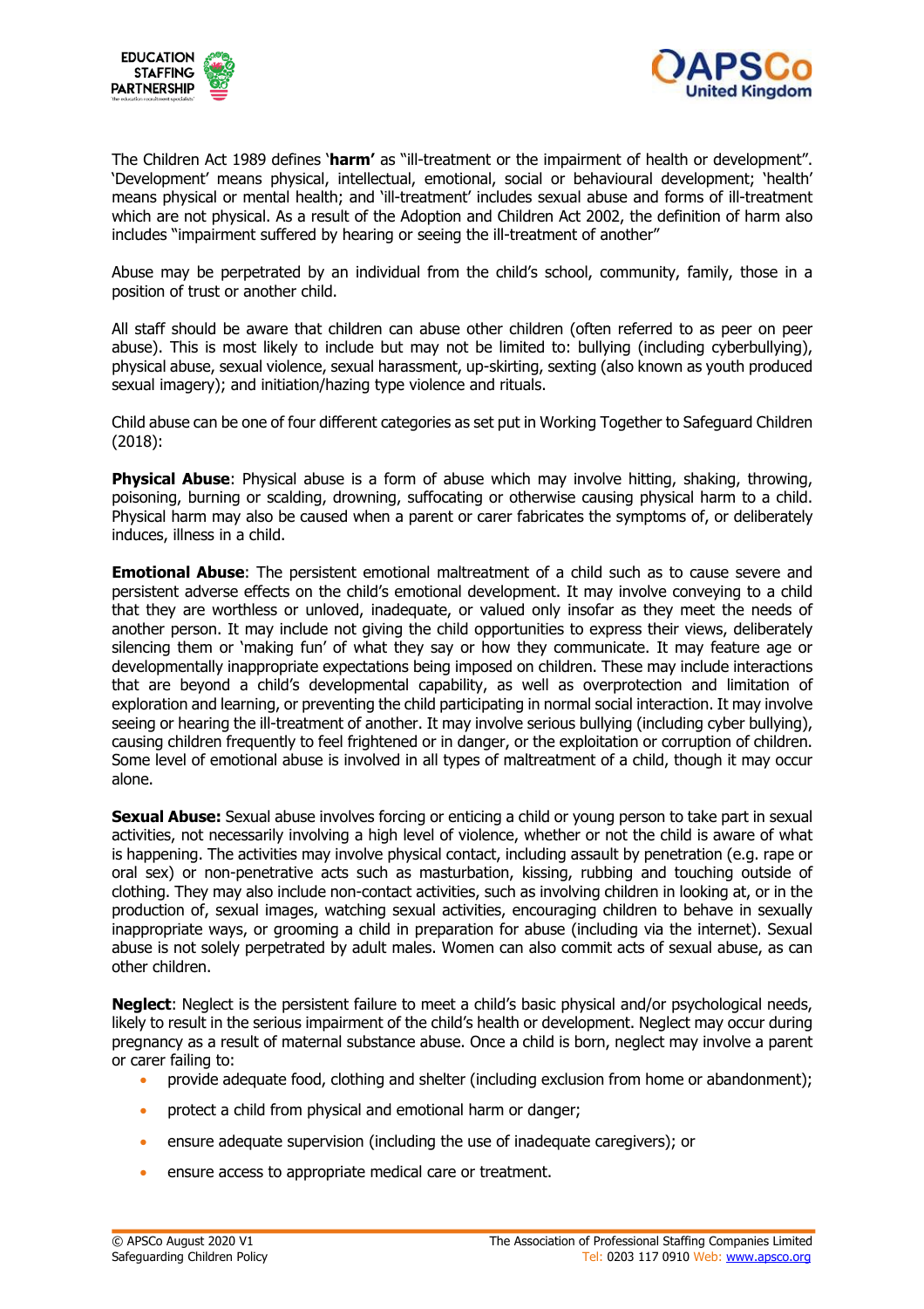The Children Act 1989 defines '**harm'** as "ill-treatment or the impairment of health or development". 'Development' means physical, intellectual, emotional, social or behavioural development; 'health' means physical or mental health; and 'ill-treatment' includes sexual abuse and forms of ill-treatment which are not physical. As a result of the Adoption and Children Act 2002, the definition of harm also includes "impairment suffered by hearing or seeing the ill-treatment of another"

Abuse may be perpetrated by an individual from the child's school, community, family, those in a position of trust or another child.

All staff should be aware that children can abuse other children (often referred to as peer on peer abuse). This is most likely to include but may not be limited to: bullying (including cyberbullying), physical abuse, sexual violence, sexual harassment, up-skirting, sexting (also known as youth produced sexual imagery); and initiation/hazing type violence and rituals.

Child abuse can be one of four different categories as set put in Working Together to Safeguard Children (2018):

**Physical Abuse**: Physical abuse is a form of abuse which may involve hitting, shaking, throwing, poisoning, burning or scalding, drowning, suffocating or otherwise causing physical harm to a child. Physical harm may also be caused when a parent or carer fabricates the symptoms of, or deliberately induces, illness in a child.

**Emotional Abuse**: The persistent emotional maltreatment of a child such as to cause severe and persistent adverse effects on the child's emotional development. It may involve conveying to a child that they are worthless or unloved, inadequate, or valued only insofar as they meet the needs of another person. It may include not giving the child opportunities to express their views, deliberately silencing them or 'making fun' of what they say or how they communicate. It may feature age or developmentally inappropriate expectations being imposed on children. These may include interactions that are beyond a child's developmental capability, as well as overprotection and limitation of exploration and learning, or preventing the child participating in normal social interaction. It may involve seeing or hearing the ill-treatment of another. It may involve serious bullying (including cyber bullying), causing children frequently to feel frightened or in danger, or the exploitation or corruption of children. Some level of emotional abuse is involved in all types of maltreatment of a child, though it may occur alone.

**Sexual Abuse:** Sexual abuse involves forcing or enticing a child or young person to take part in sexual activities, not necessarily involving a high level of violence, whether or not the child is aware of what is happening. The activities may involve physical contact, including assault by penetration (e.g. rape or oral sex) or non-penetrative acts such as masturbation, kissing, rubbing and touching outside of clothing. They may also include non-contact activities, such as involving children in looking at, or in the production of, sexual images, watching sexual activities, encouraging children to behave in sexually inappropriate ways, or grooming a child in preparation for abuse (including via the internet). Sexual abuse is not solely perpetrated by adult males. Women can also commit acts of sexual abuse, as can other children.

**Neglect**: Neglect is the persistent failure to meet a child's basic physical and/or psychological needs, likely to result in the serious impairment of the child's health or development. Neglect may occur during pregnancy as a result of maternal substance abuse. Once a child is born, neglect may involve a parent or carer failing to:

- provide adequate food, clothing and shelter (including exclusion from home or abandonment);
- protect a child from physical and emotional harm or danger;
- ensure adequate supervision (including the use of inadequate caregivers); or
- ensure access to appropriate medical care or treatment.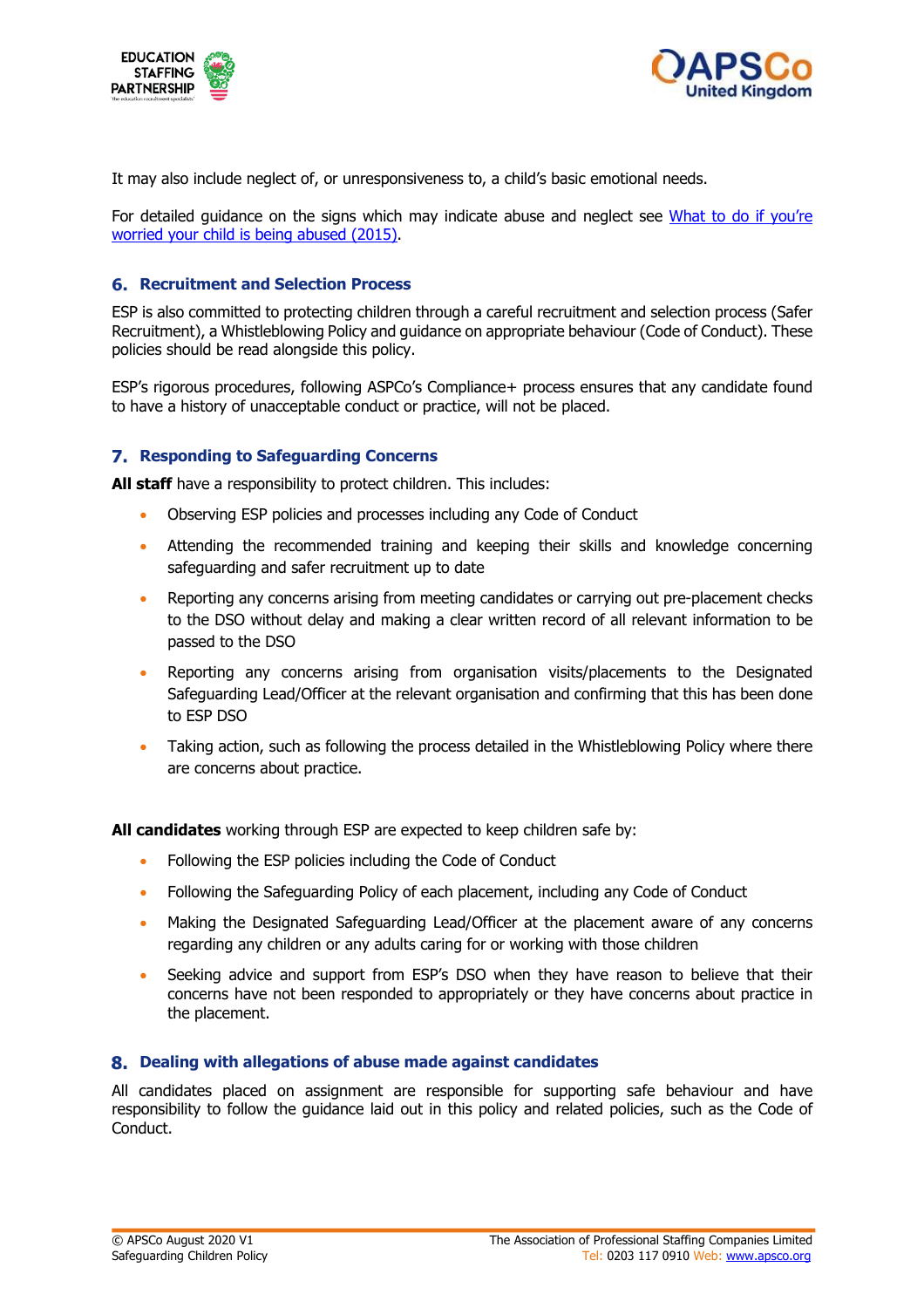It may also include neglect of, or unresponsiveness to, a child's basic emotional needs.

For detailed guidance on the signs which may indicate abuse and neglect see [What to do if you're worried your child is being abused (2015)](#).

## 6. Recruitment and Selection Process

ESP is also committed to protecting children through a careful recruitment and selection process (Safer Recruitment), a Whistleblowing Policy and guidance on appropriate behaviour (Code of Conduct). These policies should be read alongside this policy.

ESP's rigorous procedures, following ASPCo's Compliance+ process ensures that any candidate found to have a history of unacceptable conduct or practice, will not be placed.

## 7. Responding to Safeguarding Concerns

**All staff** have a responsibility to protect children. This includes:

- Observing ESP policies and processes including any Code of Conduct
- Attending the recommended training and keeping their skills and knowledge concerning safeguarding and safer recruitment up to date
- Reporting any concerns arising from meeting candidates or carrying out pre-placement checks to the DSO without delay and making a clear written record of all relevant information to be passed to the DSO
- Reporting any concerns arising from organisation visits/placements to the Designated Safeguarding Lead/Officer at the relevant organisation and confirming that this has been done to ESP DSO
- Taking action, such as following the process detailed in the Whistleblowing Policy where there are concerns about practice.

**All candidates** working through ESP are expected to keep children safe by:

- Following the ESP policies including the Code of Conduct
- Following the Safeguarding Policy of each placement, including any Code of Conduct
- Making the Designated Safeguarding Lead/Officer at the placement aware of any concerns regarding any children or any adults caring for or working with those children
- Seeking advice and support from ESP's DSO when they have reason to believe that their concerns have not been responded to appropriately or they have concerns about practice in the placement.

## 8. Dealing with allegations of abuse made against candidates

All candidates placed on assignment are responsible for supporting safe behaviour and have responsibility to follow the guidance laid out in this policy and related policies, such as the Code of Conduct.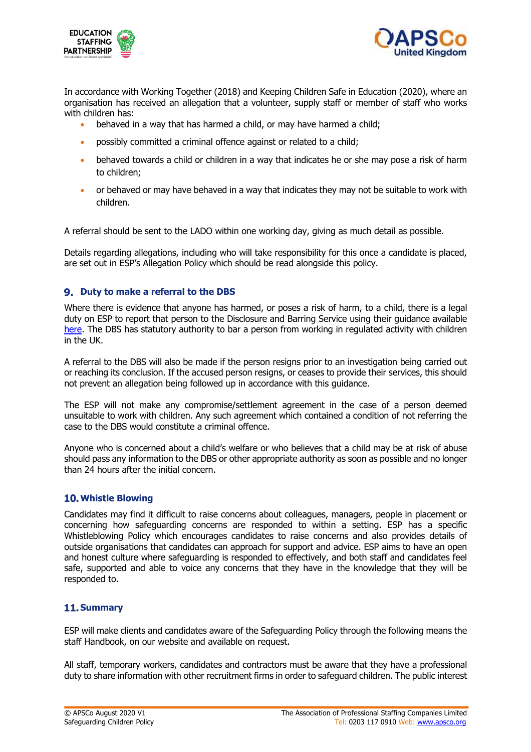In accordance with Working Together (2018) and Keeping Children Safe in Education (2020), where an organisation has received an allegation that a volunteer, supply staff or member of staff who works with children has:

- behaved in a way that has harmed a child, or may have harmed a child;
- possibly committed a criminal offence against or related to a child;
- behaved towards a child or children in a way that indicates he or she may pose a risk of harm to children;
- or behaved or may have behaved in a way that indicates they may not be suitable to work with children.

A referral should be sent to the LADO within one working day, giving as much detail as possible.

Details regarding allegations, including who will take responsibility for this once a candidate is placed, are set out in ESP's Allegation Policy which should be read alongside this policy.

## 9. Duty to make a referral to the DBS

Where there is evidence that anyone has harmed, or poses a risk of harm, to a child, there is a legal duty on ESP to report that person to the Disclosure and Barring Service using their guidance available here. The DBS has statutory authority to bar a person from working in regulated activity with children in the UK.

A referral to the DBS will also be made if the person resigns prior to an investigation being carried out or reaching its conclusion. If the accused person resigns, or ceases to provide their services, this should not prevent an allegation being followed up in accordance with this guidance.

The ESP will not make any compromise/settlement agreement in the case of a person deemed unsuitable to work with children. Any such agreement which contained a condition of not referring the case to the DBS would constitute a criminal offence.

Anyone who is concerned about a child's welfare or who believes that a child may be at risk of abuse should pass any information to the DBS or other appropriate authority as soon as possible and no longer than 24 hours after the initial concern.

## 10. Whistle Blowing

Candidates may find it difficult to raise concerns about colleagues, managers, people in placement or concerning how safeguarding concerns are responded to within a setting. ESP has a specific Whistleblowing Policy which encourages candidates to raise concerns and also provides details of outside organisations that candidates can approach for support and advice. ESP aims to have an open and honest culture where safeguarding is responded to effectively, and both staff and candidates feel safe, supported and able to voice any concerns that they have in the knowledge that they will be responded to.

## 11. Summary

ESP will make clients and candidates aware of the Safeguarding Policy through the following means the staff Handbook, on our website and available on request.

All staff, temporary workers, candidates and contractors must be aware that they have a professional duty to share information with other recruitment firms in order to safeguard children. The public interest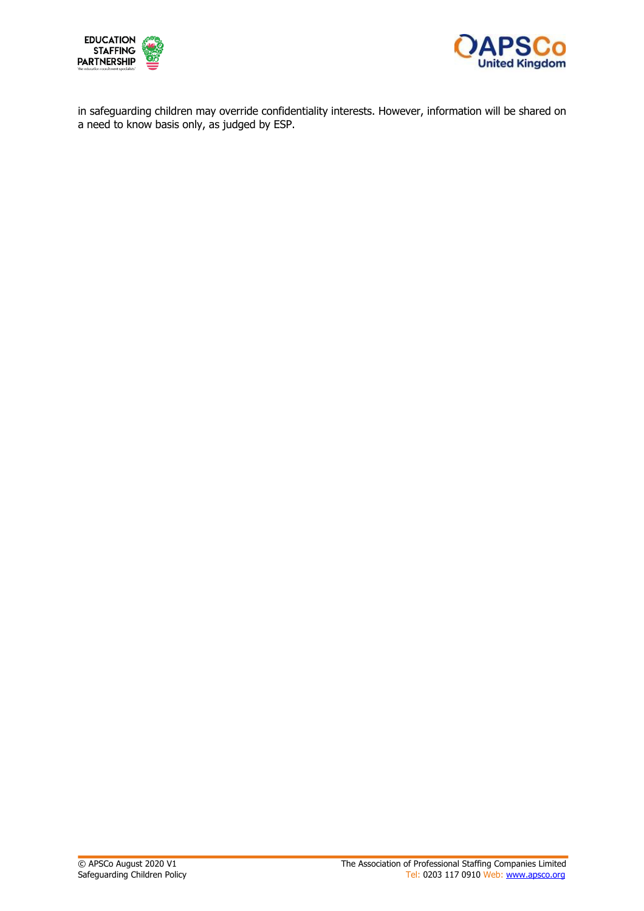in safeguarding children may override confidentiality interests. However, information will be shared on a need to know basis only, as judged by ESP.